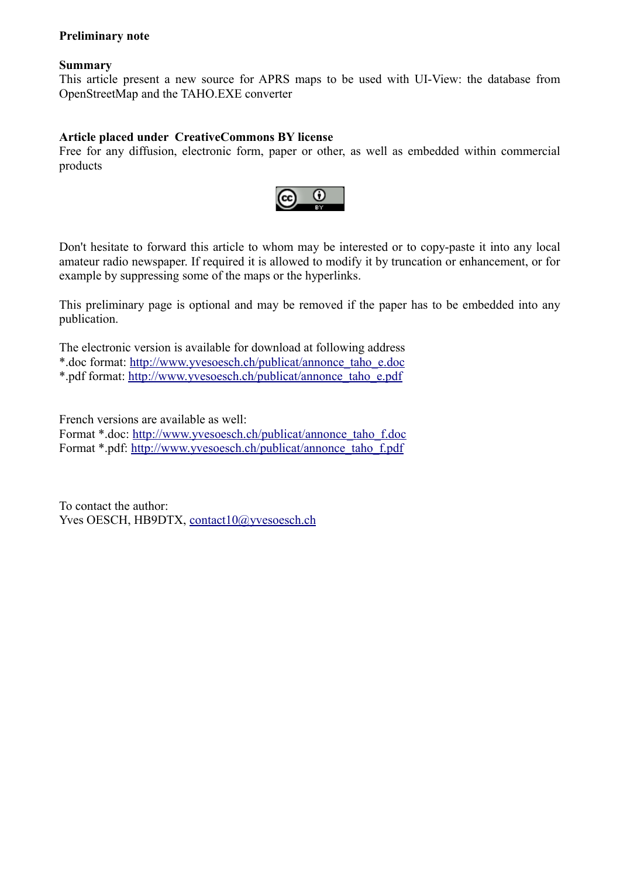**Preliminary note**

**Summary**
This article present a new source for APRS maps to be used with UI-View: the database from OpenStreetMap and the TAHO.EXE converter

**Article placed under CreativeCommons BY license**
Free for any diffusion, electronic form, paper or other, as well as embedded within commercial products

Don't hesitate to forward this article to whom may be interested or to copy-paste it into any local amateur radio newspaper. If required it is allowed to modify it by truncation or enhancement, or for example by suppressing some of the maps or the hyperlinks.

This preliminary page is optional and may be removed if the paper has to be embedded into any publication.

The electronic version is available for download at following address
*.doc format: http://www.yvesoesch.ch/publicat/annonce_taho_e.doc
*.pdf format: http://www.yvesoesch.ch/publicat/annonce_taho_e.pdf

French versions are available as well:
Format *.doc: http://www.yvesoesch.ch/publicat/annonce_taho_f.doc
Format *.pdf: http://www.yvesoesch.ch/publicat/annonce_taho_f.pdf

To contact the author:
Yves OESCH, HB9DTX, contact10@yvesoesch.ch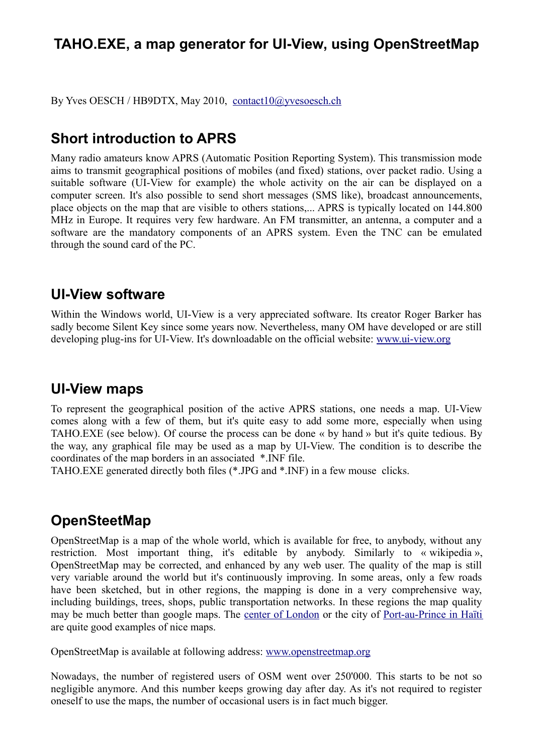# TAHO.EXE, a map generator for UI-View, using OpenStreetMap

By Yves OESCH / HB9DTX, May 2010, contact10@yvesoesch.ch

## Short introduction to APRS

Many radio amateurs know APRS (Automatic Position Reporting System). This transmission mode aims to transmit geographical positions of mobiles (and fixed) stations, over packet radio. Using a suitable software (UI-View for example) the whole activity on the air can be displayed on a computer screen. It's also possible to send short messages (SMS like), broadcast announcements, place objects on the map that are visible to others stations,... APRS is typically located on 144.800 MHz in Europe. It requires very few hardware. An FM transmitter, an antenna, a computer and a software are the mandatory components of an APRS system. Even the TNC can be emulated through the sound card of the PC.

## UI-View software

Within the Windows world, UI-View is a very appreciated software. Its creator Roger Barker has sadly become Silent Key since some years now. Nevertheless, many OM have developed or are still developing plug-ins for UI-View. It's downloadable on the official website: www.ui-view.org

## UI-View maps

To represent the geographical position of the active APRS stations, one needs a map. UI-View comes along with a few of them, but it's quite easy to add some more, especially when using TAHO.EXE (see below). Of course the process can be done « by hand » but it's quite tedious. By the way, any graphical file may be used as a map by UI-View. The condition is to describe the coordinates of the map borders in an associated *.INF file.
TAHO.EXE generated directly both files (*.JPG and *.INF) in a few mouse clicks.

## OpenSteetMap

OpenStreetMap is a map of the whole world, which is available for free, to anybody, without any restriction. Most important thing, it's editable by anybody. Similarly to « wikipedia », OpenStreetMap may be corrected, and enhanced by any web user. The quality of the map is still very variable around the world but it's continuously improving. In some areas, only a few roads have been sketched, but in other regions, the mapping is done in a very comprehensive way, including buildings, trees, shops, public transportation networks. In these regions the map quality may be much better than google maps. The center of London or the city of Port-au-Prince in Haïti are quite good examples of nice maps.

OpenStreetMap is available at following address: www.openstreetmap.org

Nowadays, the number of registered users of OSM went over 250'000. This starts to be not so negligible anymore. And this number keeps growing day after day. As it's not required to register oneself to use the maps, the number of occasional users is in fact much bigger.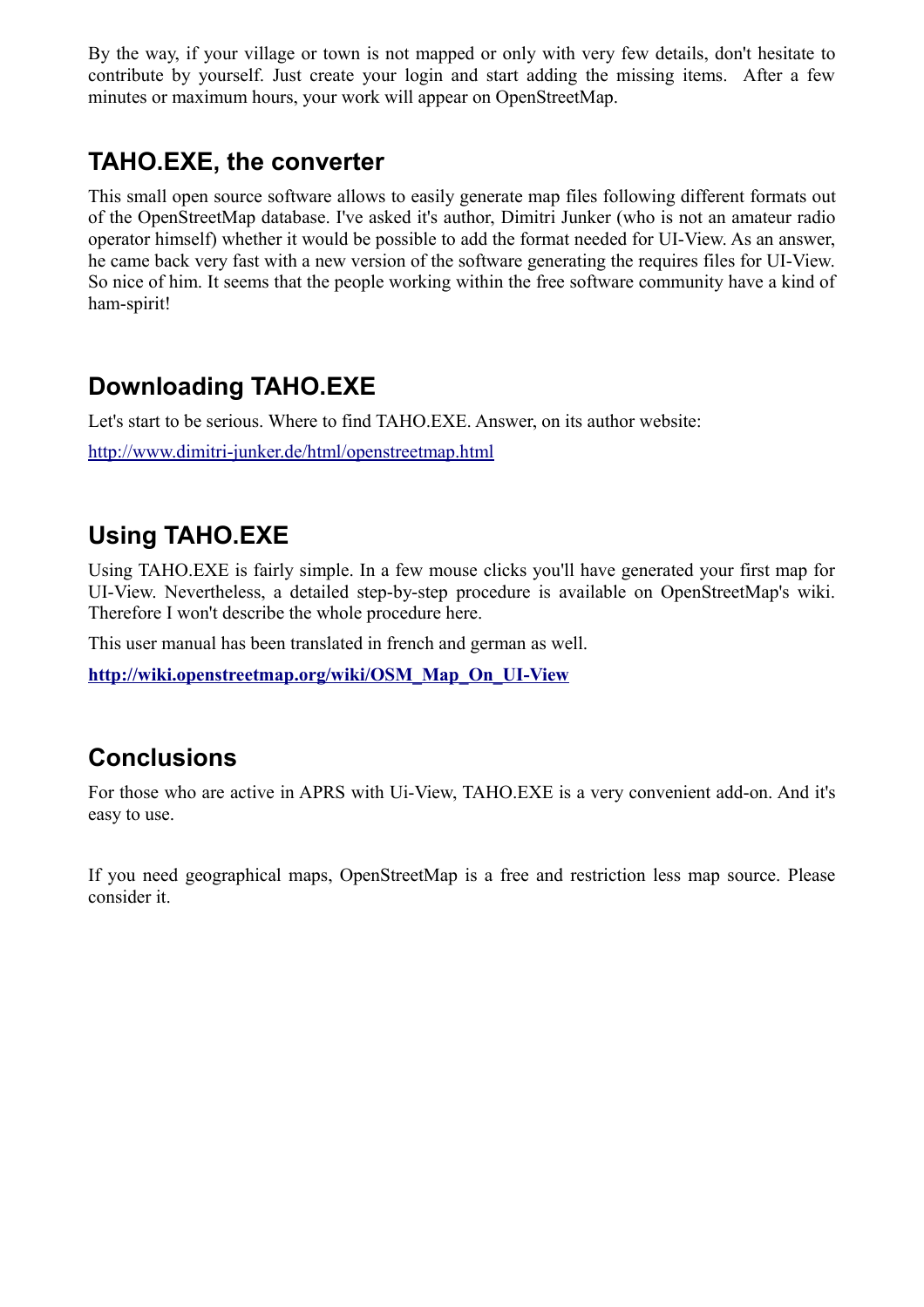By the way, if your village or town is not mapped or only with very few details, don't hesitate to contribute by yourself. Just create your login and start adding the missing items. After a few minutes or maximum hours, your work will appear on OpenStreetMap.

## TAHO.EXE, the converter

This small open source software allows to easily generate map files following different formats out of the OpenStreetMap database. I've asked it's author, Dimitri Junker (who is not an amateur radio operator himself) whether it would be possible to add the format needed for UI-View. As an answer, he came back very fast with a new version of the software generating the requires files for UI-View. So nice of him. It seems that the people working within the free software community have a kind of ham-spirit!

## Downloading TAHO.EXE

Let's start to be serious. Where to find TAHO.EXE. Answer, on its author website:

http://www.dimitri-junker.de/html/openstreetmap.html

## Using TAHO.EXE

Using TAHO.EXE is fairly simple. In a few mouse clicks you'll have generated your first map for UI-View. Nevertheless, a detailed step-by-step procedure is available on OpenStreetMap's wiki. Therefore I won't describe the whole procedure here.

This user manual has been translated in french and german as well.

**http://wiki.openstreetmap.org/wiki/OSM_Map_On_UI-View**

## Conclusions

For those who are active in APRS with Ui-View, TAHO.EXE is a very convenient add-on. And it's easy to use.

If you need geographical maps, OpenStreetMap is a free and restriction less map source. Please consider it.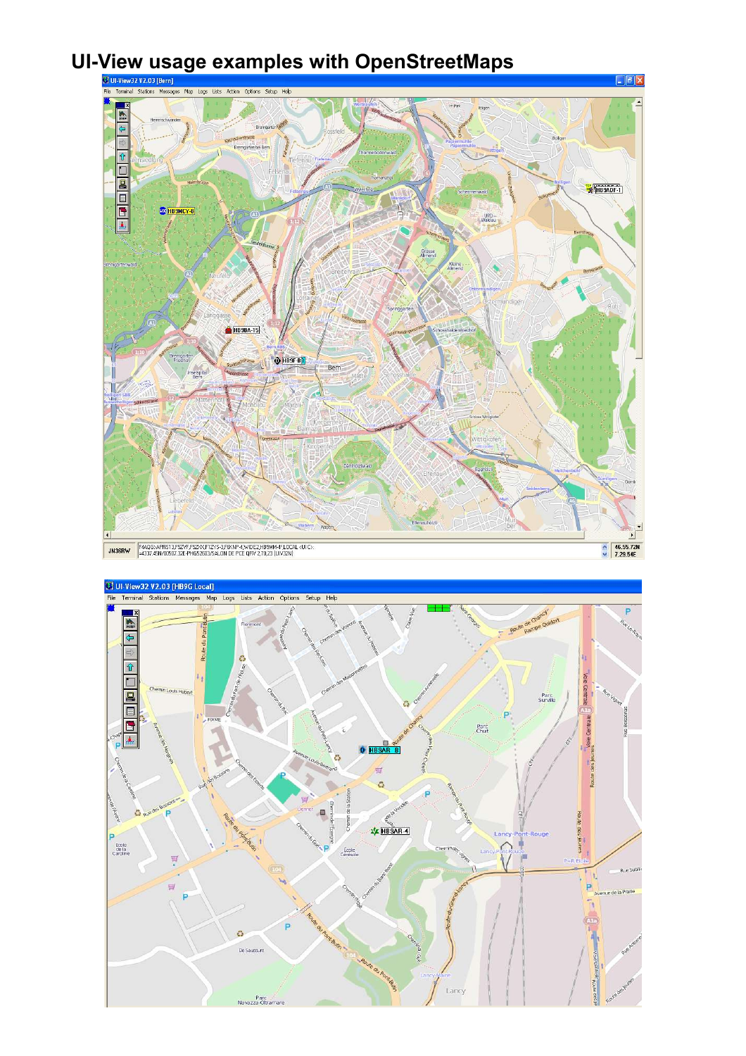# UI-View usage examples with OpenStreetMaps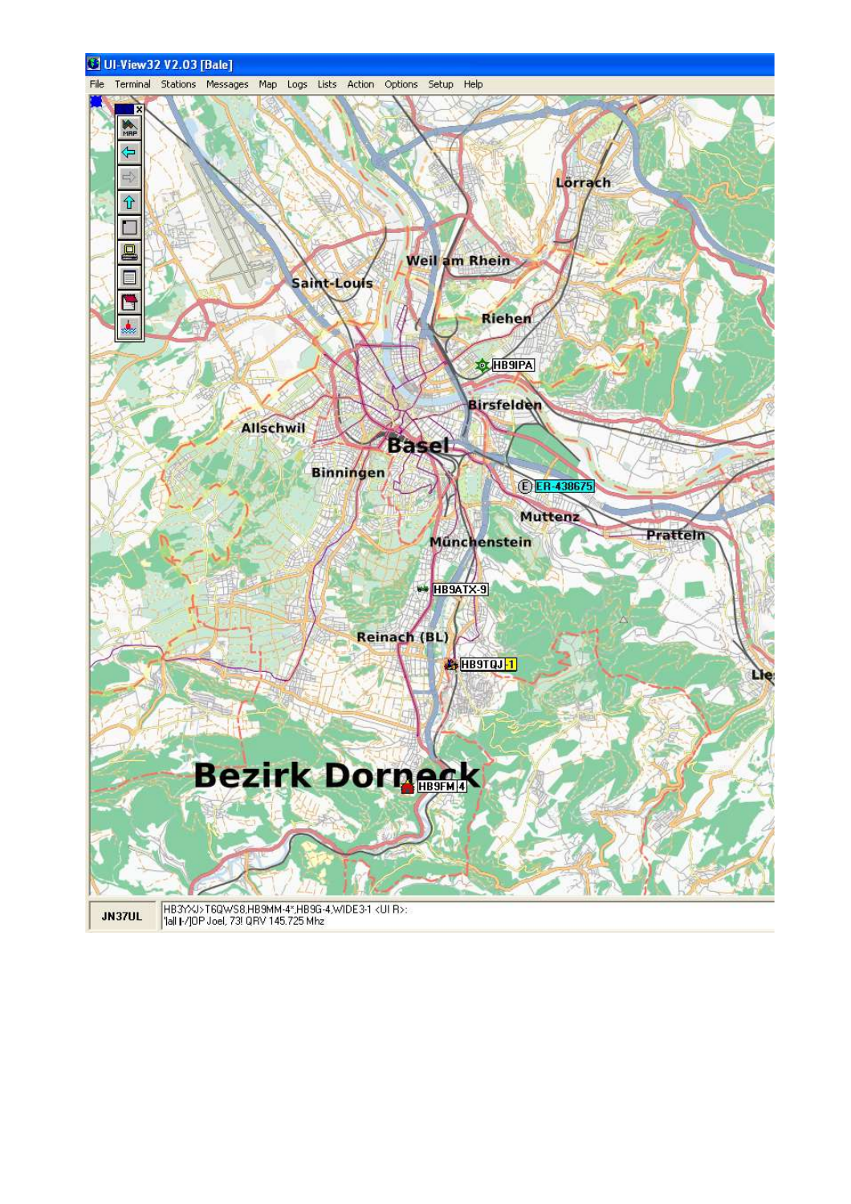UI-View32 V2.03 [Bale]

File Terminal Stations Messages Map Logs Lists Action Options Setup Help

Lörrach

Weil am Rhein

Saint-Louis

Riehen

HB9IPA

Birsfelden

Allschwil

Basel

Binningen

ER-438675

Muttenz

Pratteln

Münchenstein

HB9ATX-9

Reinach (BL)

HB9TQJ-1

Bezirk Dorneck

HB9FM-4

JN37UL

HB3YXJ>T6QWS8,HB9MM-4*,HB9G-4,WIDE3-1 <UI R>:
'la[l |-/]OP Joel, 73! QRV 145.725 Mhz